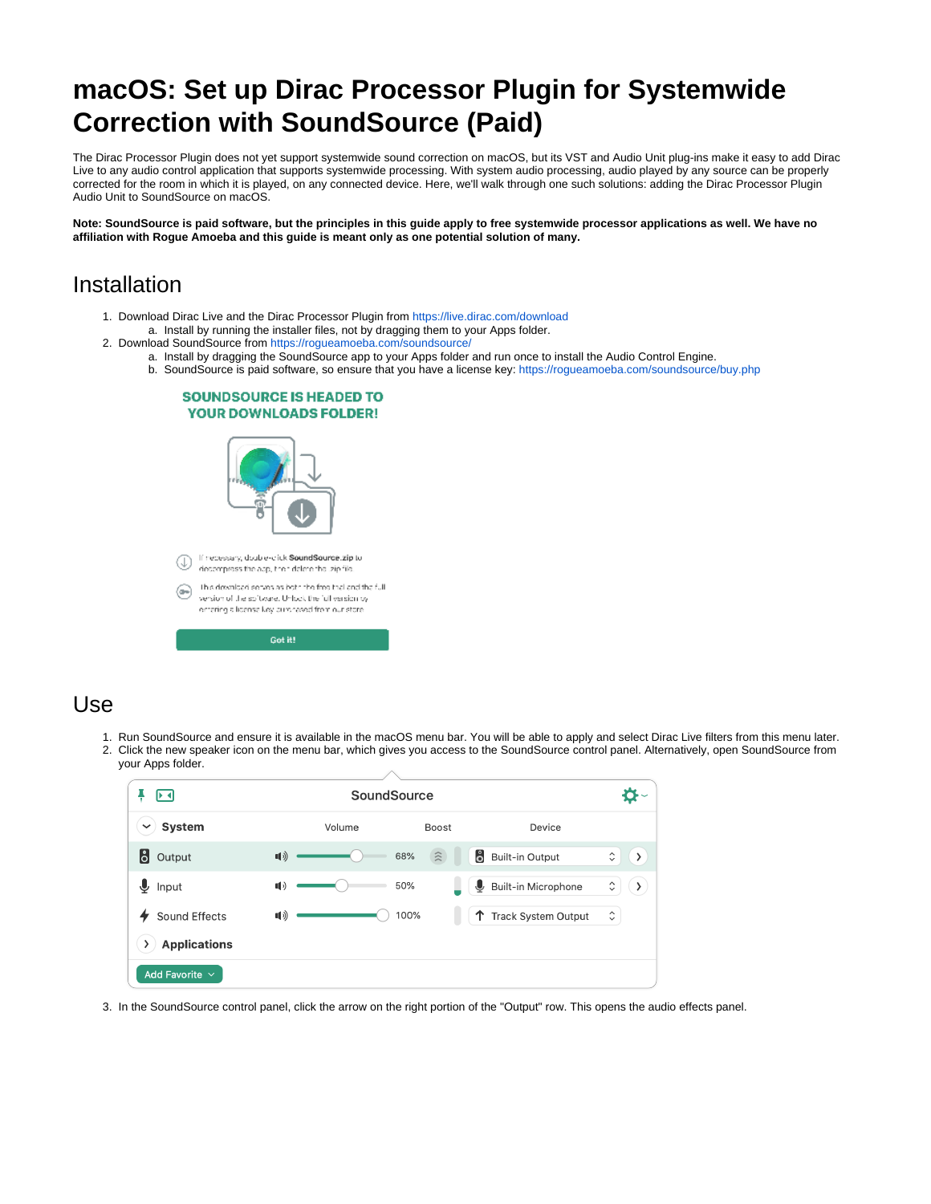# macOS: Set up Dirac Processor Plugin for Systemwide Correction with SoundSource (Paid)

The Dirac Processor Plugin does not yet support systemwide sound correction on macOS, but its VST and Audio Unit plug-ins make it easy to add Dirac Live to any audio control application that supports systemwide processing. With system audio processing, audio played by any source can be properly corrected for the room in which it is played, on any connected device. Here, we'll walk through one such solutions: adding the Dirac Processor Plugin Audio Unit to SoundSource on macOS.

**Note: SoundSource is paid software, but the principles in this guide apply to free systemwide processor applications as well. We have no affiliation with Rogue Amoeba and this guide is meant only as one potential solution of many.**

## Installation

1. Download Dirac Live and the Dirac Processor Plugin from https://live.dirac.com/download
   a. Install by running the installer files, not by dragging them to your Apps folder.
2. Download SoundSource from https://rogueamoeba.com/soundsource/
   a. Install by dragging the SoundSource app to your Apps folder and run once to install the Audio Control Engine.
   b. SoundSource is paid software, so ensure that you have a license key: https://rogueamoeba.com/soundsource/buy.php

## Use

1. Run SoundSource and ensure it is available in the macOS menu bar. You will be able to apply and select Dirac Live filters from this menu later.
2. Click the new speaker icon on the menu bar, which gives you access to the SoundSource control panel. Alternatively, open SoundSource from your Apps folder.
3. In the SoundSource control panel, click the arrow on the right portion of the "Output" row. This opens the audio effects panel.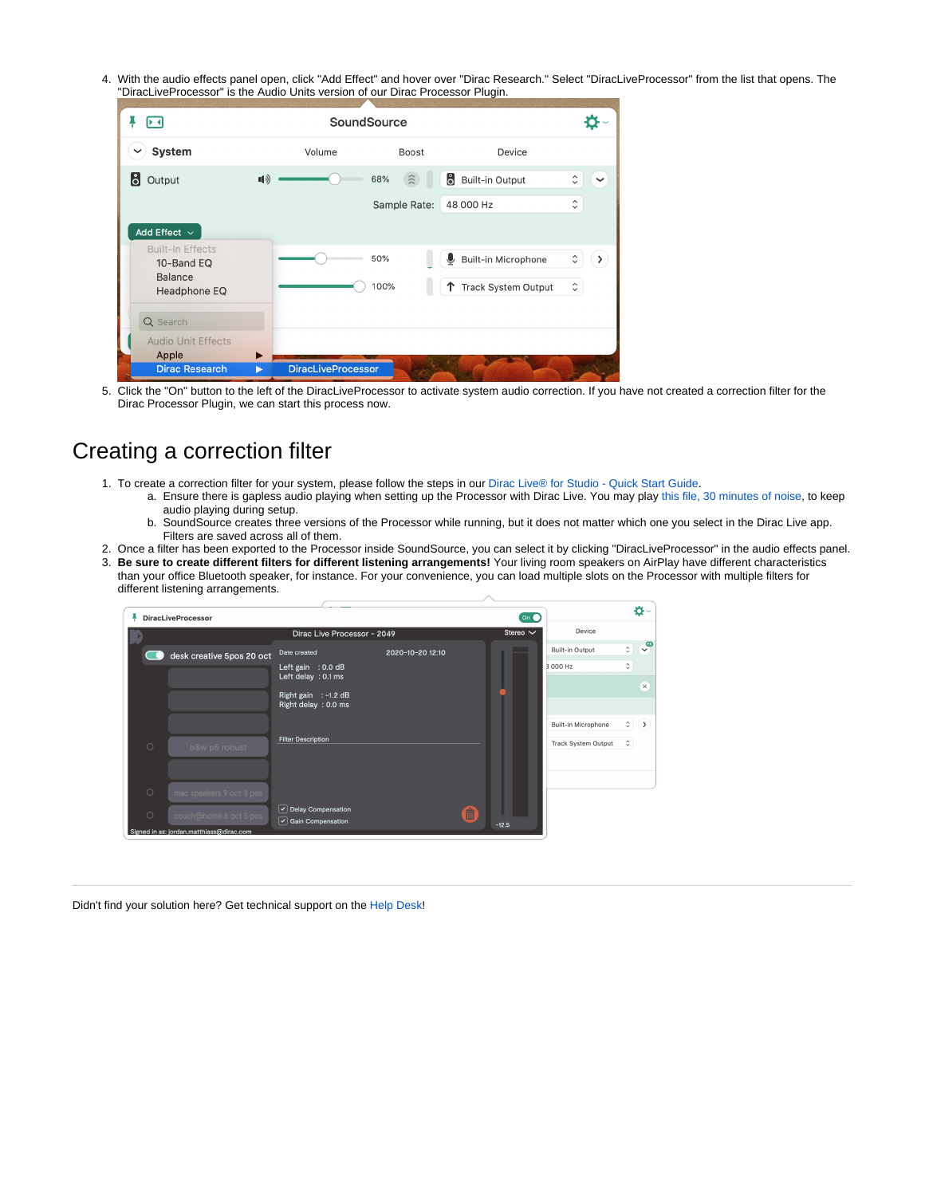4. With the audio effects panel open, click "Add Effect" and hover over "Dirac Research." Select "DiracLiveProcessor" from the list that opens. The "DiracLiveProcessor" is the Audio Units version of our Dirac Processor Plugin.

5. Click the "On" button to the left of the DiracLiveProcessor to activate system audio correction. If you have not created a correction filter for the Dirac Processor Plugin, we can start this process now.

# Creating a correction filter

1. To create a correction filter for your system, please follow the steps in our Dirac Live® for Studio - Quick Start Guide.
    a. Ensure there is gapless audio playing when setting up the Processor with Dirac Live. You may play this file, 30 minutes of noise, to keep audio playing during setup.
    b. SoundSource creates three versions of the Processor while running, but it does not matter which one you select in the Dirac Live app. Filters are saved across all of them.
2. Once a filter has been exported to the Processor inside SoundSource, you can select it by clicking "DiracLiveProcessor" in the audio effects panel.
3. **Be sure to create different filters for different listening arrangements!** Your living room speakers on AirPlay have different characteristics than your office Bluetooth speaker, for instance. For your convenience, you can load multiple slots on the Processor with multiple filters for different listening arrangements.

---

Didn't find your solution here? Get technical support on the Help Desk!